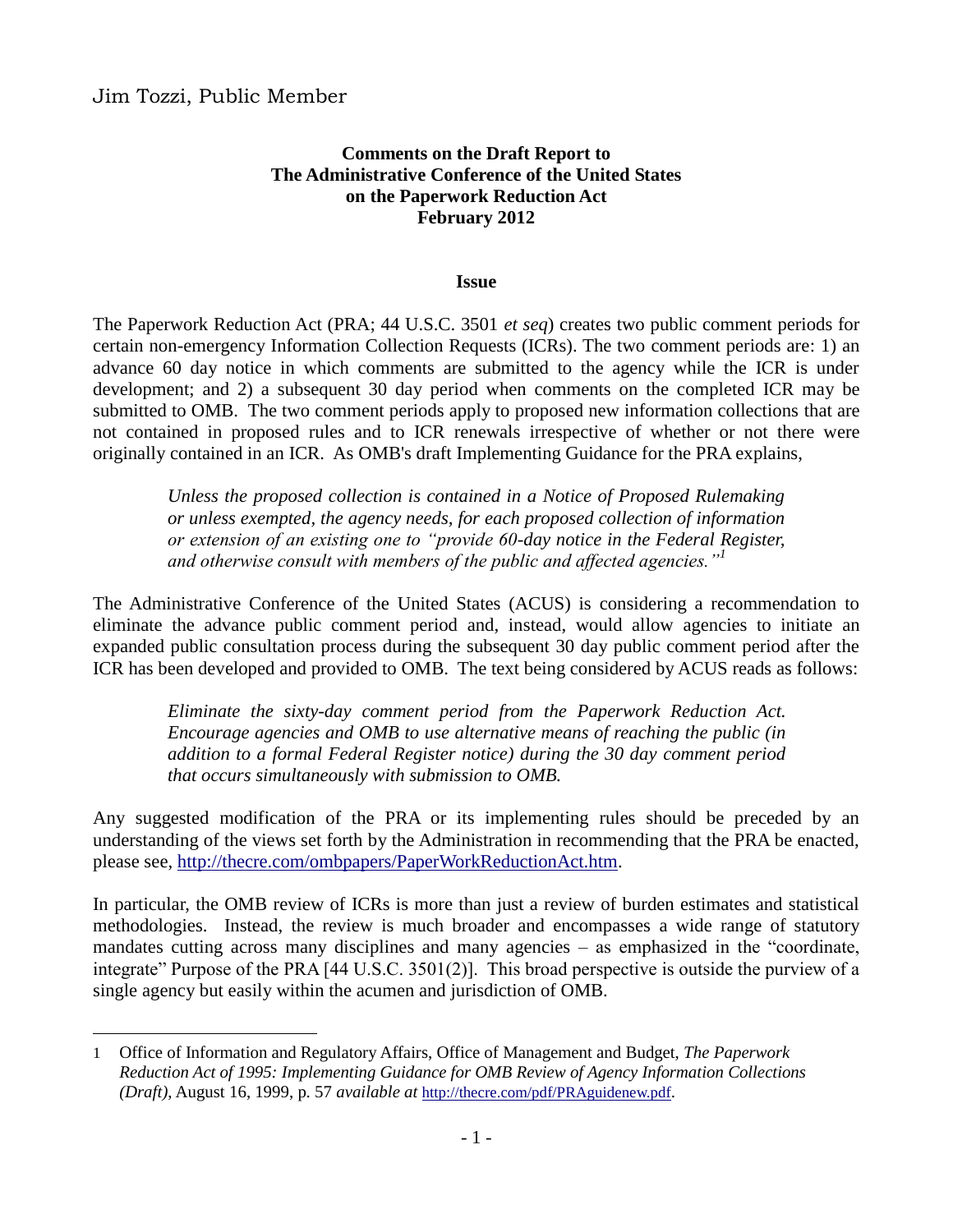Jim Tozzi, Public Member

**Comments on the Draft Report to**
**The Administrative Conference of the United States**
**on the Paperwork Reduction Act**
**February 2012**

## Issue

The Paperwork Reduction Act (PRA; 44 U.S.C. 3501 *et seq*) creates two public comment periods for certain non-emergency Information Collection Requests (ICRs). The two comment periods are: 1) an advance 60 day notice in which comments are submitted to the agency while the ICR is under development; and 2) a subsequent 30 day period when comments on the completed ICR may be submitted to OMB. The two comment periods apply to proposed new information collections that are not contained in proposed rules and to ICR renewals irrespective of whether or not there were originally contained in an ICR. As OMB's draft Implementing Guidance for the PRA explains,

> *Unless the proposed collection is contained in a Notice of Proposed Rulemaking or unless exempted, the agency needs, for each proposed collection of information or extension of an existing one to "provide 60-day notice in the Federal Register, and otherwise consult with members of the public and affected agencies."*[1]

The Administrative Conference of the United States (ACUS) is considering a recommendation to eliminate the advance public comment period and, instead, would allow agencies to initiate an expanded public consultation process during the subsequent 30 day public comment period after the ICR has been developed and provided to OMB. The text being considered by ACUS reads as follows:

> *Eliminate the sixty-day comment period from the Paperwork Reduction Act. Encourage agencies and OMB to use alternative means of reaching the public (in addition to a formal Federal Register notice) during the 30 day comment period that occurs simultaneously with submission to OMB.*

Any suggested modification of the PRA or its implementing rules should be preceded by an understanding of the views set forth by the Administration in recommending that the PRA be enacted, please see, http://thecre.com/ombpapers/PaperWorkReductionAct.htm.

In particular, the OMB review of ICRs is more than just a review of burden estimates and statistical methodologies. Instead, the review is much broader and encompasses a wide range of statutory mandates cutting across many disciplines and many agencies – as emphasized in the "coordinate, integrate" Purpose of the PRA [44 U.S.C. 3501(2)]. This broad perspective is outside the purview of a single agency but easily within the acumen and jurisdiction of OMB.

---

1 Office of Information and Regulatory Affairs, Office of Management and Budget, *The Paperwork Reduction Act of 1995: Implementing Guidance for OMB Review of Agency Information Collections (Draft)*, August 16, 1999, p. 57 *available at* http://thecre.com/pdf/PRAguidenew.pdf.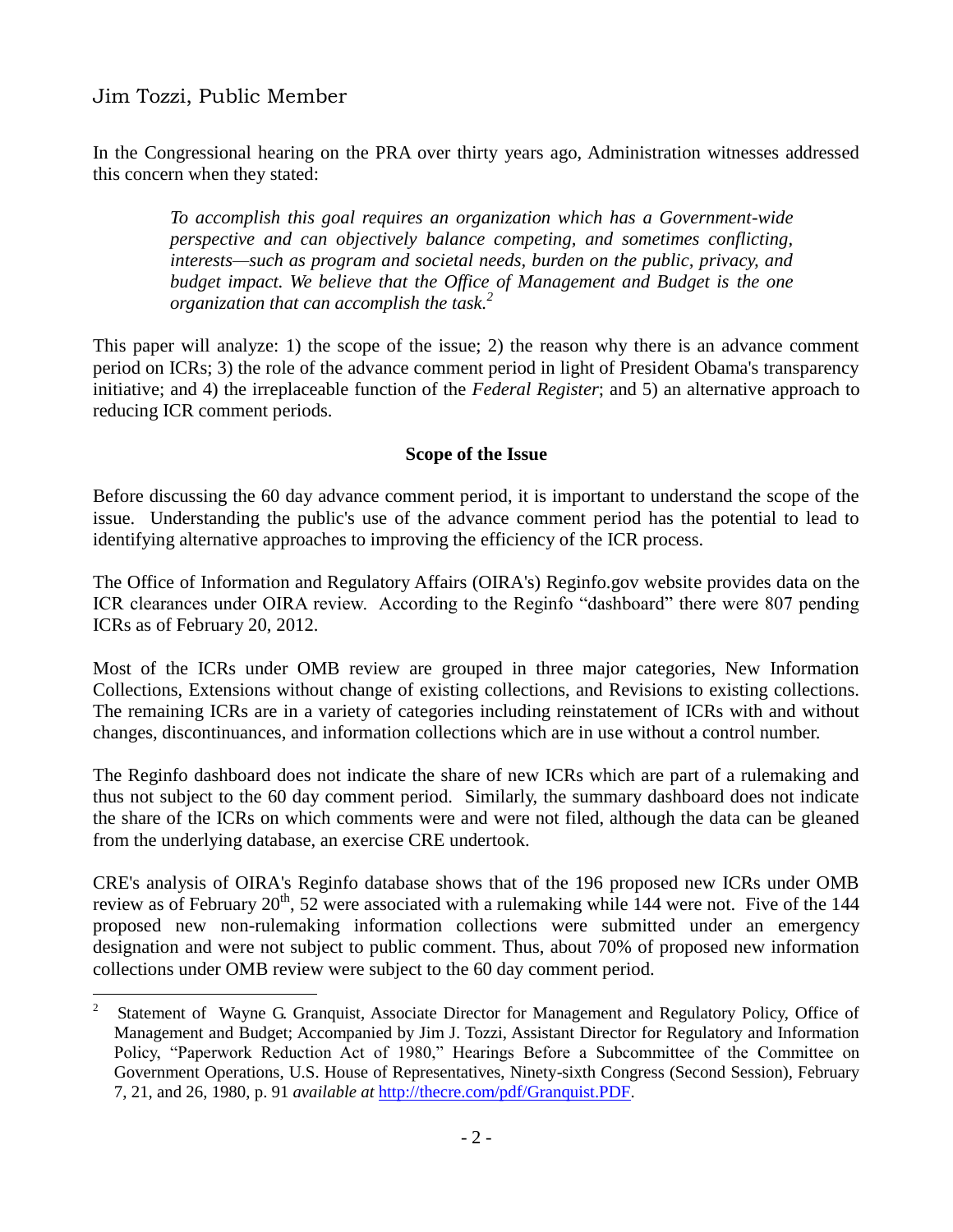In the Congressional hearing on the PRA over thirty years ago, Administration witnesses addressed this concern when they stated:

> *To accomplish this goal requires an organization which has a Government-wide perspective and can objectively balance competing, and sometimes conflicting, interests—such as program and societal needs, burden on the public, privacy, and budget impact. We believe that the Office of Management and Budget is the one organization that can accomplish the task.*[2]

This paper will analyze: 1) the scope of the issue; 2) the reason why there is an advance comment period on ICRs; 3) the role of the advance comment period in light of President Obama's transparency initiative; and 4) the irreplaceable function of the *Federal Register*; and 5) an alternative approach to reducing ICR comment periods.

**Scope of the Issue**

Before discussing the 60 day advance comment period, it is important to understand the scope of the issue. Understanding the public's use of the advance comment period has the potential to lead to identifying alternative approaches to improving the efficiency of the ICR process.

The Office of Information and Regulatory Affairs (OIRA's) Reginfo.gov website provides data on the ICR clearances under OIRA review. According to the Reginfo "dashboard" there were 807 pending ICRs as of February 20, 2012.

Most of the ICRs under OMB review are grouped in three major categories, New Information Collections, Extensions without change of existing collections, and Revisions to existing collections. The remaining ICRs are in a variety of categories including reinstatement of ICRs with and without changes, discontinuances, and information collections which are in use without a control number.

The Reginfo dashboard does not indicate the share of new ICRs which are part of a rulemaking and thus not subject to the 60 day comment period. Similarly, the summary dashboard does not indicate the share of the ICRs on which comments were and were not filed, although the data can be gleaned from the underlying database, an exercise CRE undertook.

CRE's analysis of OIRA's Reginfo database shows that of the 196 proposed new ICRs under OMB review as of February 20th, 52 were associated with a rulemaking while 144 were not. Five of the 144 proposed new non-rulemaking information collections were submitted under an emergency designation and were not subject to public comment. Thus, about 70% of proposed new information collections under OMB review were subject to the 60 day comment period.

[2] Statement of Wayne G. Granquist, Associate Director for Management and Regulatory Policy, Office of Management and Budget; Accompanied by Jim J. Tozzi, Assistant Director for Regulatory and Information Policy, "Paperwork Reduction Act of 1980," Hearings Before a Subcommittee of the Committee on Government Operations, U.S. House of Representatives, Ninety-sixth Congress (Second Session), February 7, 21, and 26, 1980, p. 91 *available at* http://thecre.com/pdf/Granquist.PDF.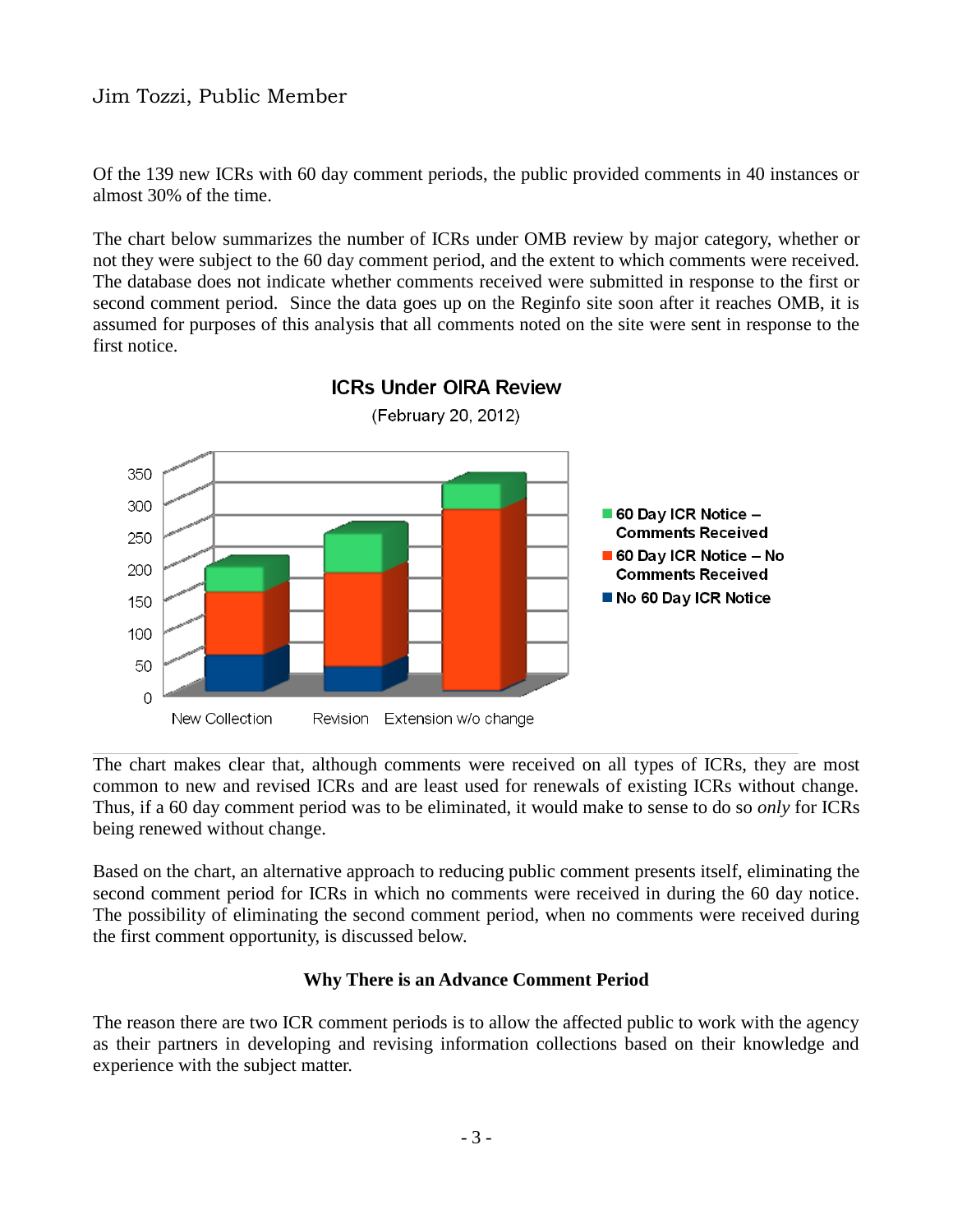Of the 139 new ICRs with 60 day comment periods, the public provided comments in 40 instances or almost 30% of the time.

The chart below summarizes the number of ICRs under OMB review by major category, whether or not they were subject to the 60 day comment period, and the extent to which comments were received. The database does not indicate whether comments received were submitted in response to the first or second comment period. Since the data goes up on the Reginfo site soon after it reaches OMB, it is assumed for purposes of this analysis that all comments noted on the site were sent in response to the first notice.

**ICRs Under OIRA Review**

(February 20, 2012)

The chart makes clear that, although comments were received on all types of ICRs, they are most common to new and revised ICRs and are least used for renewals of existing ICRs without change. Thus, if a 60 day comment period was to be eliminated, it would make to sense to do so *only* for ICRs being renewed without change.

Based on the chart, an alternative approach to reducing public comment presents itself, eliminating the second comment period for ICRs in which no comments were received in during the 60 day notice. The possibility of eliminating the second comment period, when no comments were received during the first comment opportunity, is discussed below.

**Why There is an Advance Comment Period**

The reason there are two ICR comment periods is to allow the affected public to work with the agency as their partners in developing and revising information collections based on their knowledge and experience with the subject matter.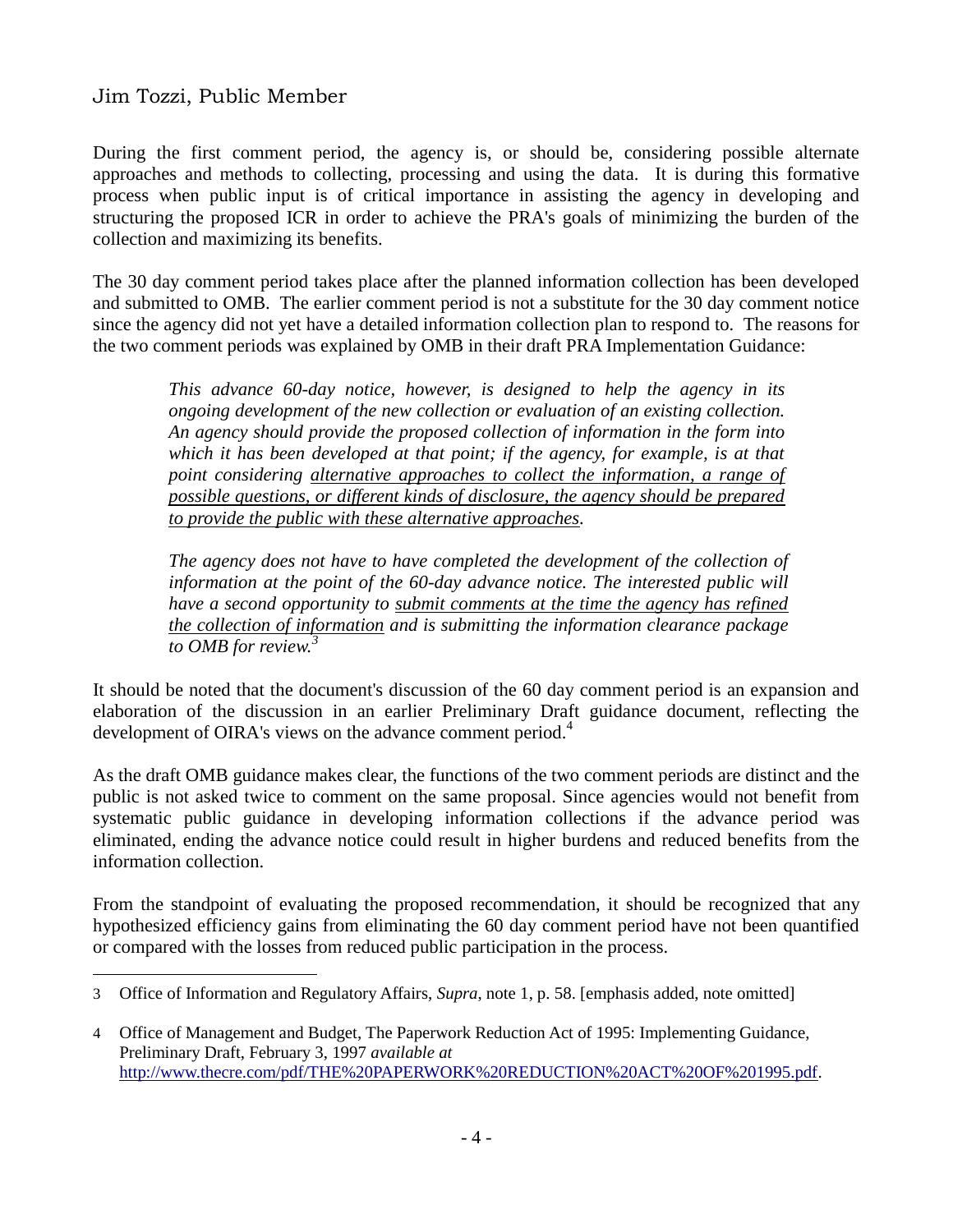During the first comment period, the agency is, or should be, considering possible alternate approaches and methods to collecting, processing and using the data. It is during this formative process when public input is of critical importance in assisting the agency in developing and structuring the proposed ICR in order to achieve the PRA's goals of minimizing the burden of the collection and maximizing its benefits.

The 30 day comment period takes place after the planned information collection has been developed and submitted to OMB. The earlier comment period is not a substitute for the 30 day comment notice since the agency did not yet have a detailed information collection plan to respond to. The reasons for the two comment periods was explained by OMB in their draft PRA Implementation Guidance:

> *This advance 60-day notice, however, is designed to help the agency in its ongoing development of the new collection or evaluation of an existing collection. An agency should provide the proposed collection of information in the form into which it has been developed at that point; if the agency, for example, is at that point considering alternative approaches to collect the information, a range of possible questions, or different kinds of disclosure, the agency should be prepared to provide the public with these alternative approaches.*
>
> *The agency does not have to have completed the development of the collection of information at the point of the 60-day advance notice. The interested public will have a second opportunity to submit comments at the time the agency has refined the collection of information and is submitting the information clearance package to OMB for review.*[3]

It should be noted that the document's discussion of the 60 day comment period is an expansion and elaboration of the discussion in an earlier Preliminary Draft guidance document, reflecting the development of OIRA's views on the advance comment period.[4]

As the draft OMB guidance makes clear, the functions of the two comment periods are distinct and the public is not asked twice to comment on the same proposal. Since agencies would not benefit from systematic public guidance in developing information collections if the advance period was eliminated, ending the advance notice could result in higher burdens and reduced benefits from the information collection.

From the standpoint of evaluating the proposed recommendation, it should be recognized that any hypothesized efficiency gains from eliminating the 60 day comment period have not been quantified or compared with the losses from reduced public participation in the process.

---

3 Office of Information and Regulatory Affairs, *Supra*, note 1, p. 58. [emphasis added, note omitted]

4 Office of Management and Budget, The Paperwork Reduction Act of 1995: Implementing Guidance, Preliminary Draft, February 3, 1997 *available at* http://www.thecre.com/pdf/THE%20PAPERWORK%20REDUCTION%20ACT%20OF%201995.pdf.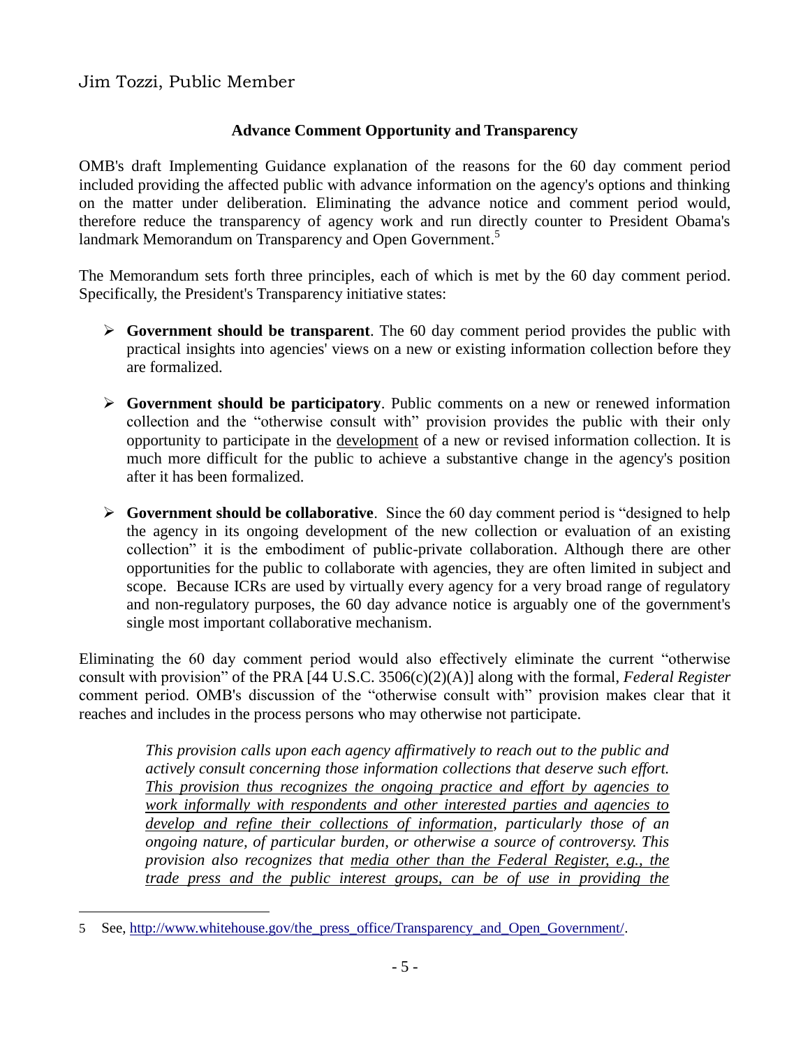Jim Tozzi, Public Member

### Advance Comment Opportunity and Transparency

OMB's draft Implementing Guidance explanation of the reasons for the 60 day comment period included providing the affected public with advance information on the agency's options and thinking on the matter under deliberation. Eliminating the advance notice and comment period would, therefore reduce the transparency of agency work and run directly counter to President Obama's landmark Memorandum on Transparency and Open Government.[5]

The Memorandum sets forth three principles, each of which is met by the 60 day comment period. Specifically, the President's Transparency initiative states:

- **Government should be transparent**. The 60 day comment period provides the public with practical insights into agencies' views on a new or existing information collection before they are formalized.
- **Government should be participatory**. Public comments on a new or renewed information collection and the "otherwise consult with" provision provides the public with their only opportunity to participate in the <u>development</u> of a new or revised information collection. It is much more difficult for the public to achieve a substantive change in the agency's position after it has been formalized.
- **Government should be collaborative**. Since the 60 day comment period is "designed to help the agency in its ongoing development of the new collection or evaluation of an existing collection" it is the embodiment of public-private collaboration. Although there are other opportunities for the public to collaborate with agencies, they are often limited in subject and scope. Because ICRs are used by virtually every agency for a very broad range of regulatory and non-regulatory purposes, the 60 day advance notice is arguably one of the government's single most important collaborative mechanism.

Eliminating the 60 day comment period would also effectively eliminate the current "otherwise consult with provision" of the PRA [44 U.S.C. 3506(c)(2)(A)] along with the formal, *Federal Register* comment period. OMB's discussion of the "otherwise consult with" provision makes clear that it reaches and includes in the process persons who may otherwise not participate.

> *This provision calls upon each agency affirmatively to reach out to the public and actively consult concerning those information collections that deserve such effort. <u>This provision thus recognizes the ongoing practice and effort by agencies to work informally with respondents and other interested parties and agencies to develop and refine their collections of information</u>, particularly those of an ongoing nature, of particular burden, or otherwise a source of controversy. This provision also recognizes that <u>media other than the Federal Register, e.g., the trade press and the public interest groups, can be of use in providing the</u>*

---

5 See, http://www.whitehouse.gov/the_press_office/Transparency_and_Open_Government/.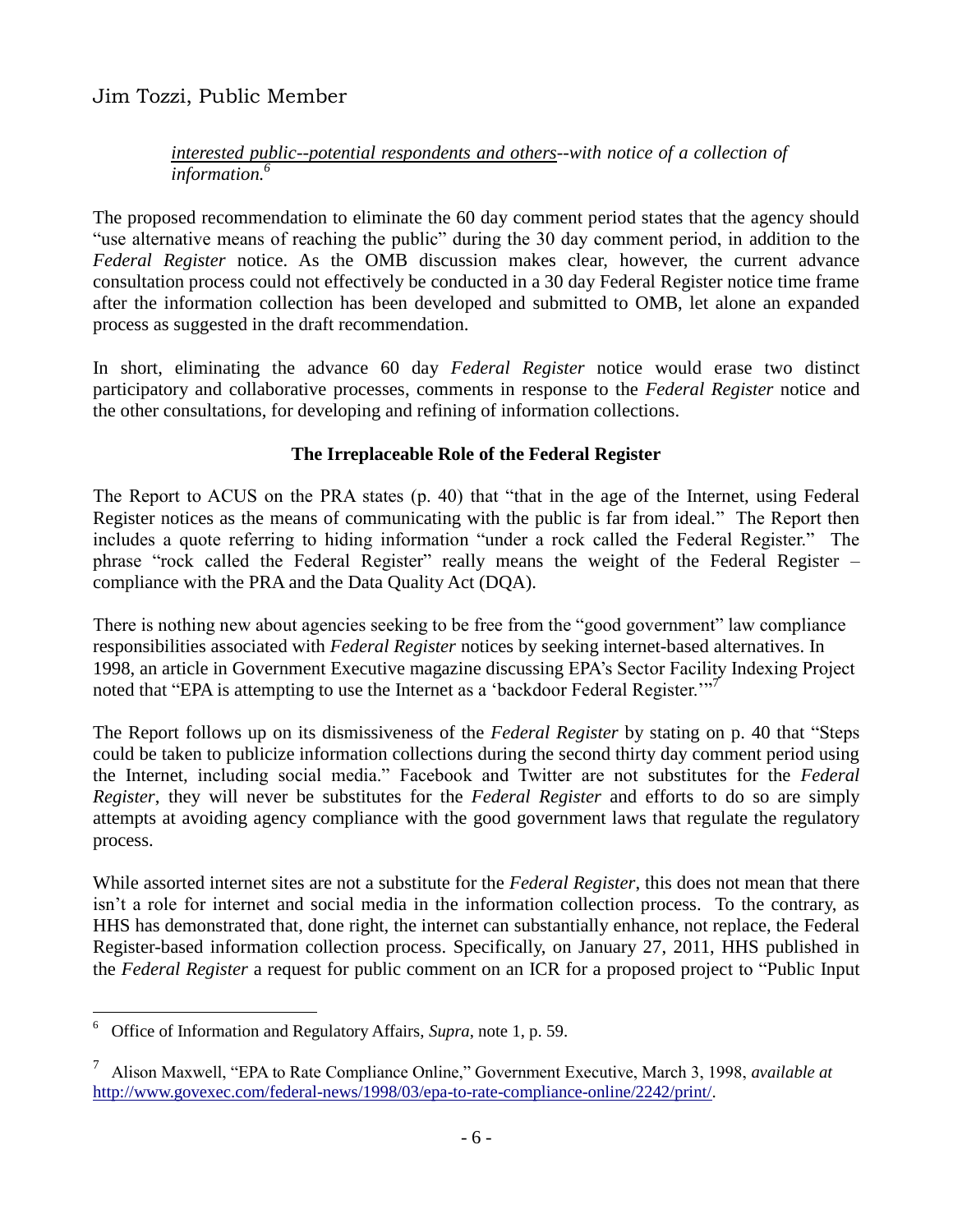*<u>interested public--potential respondents and others</u>--with notice of a collection of information.*[6]

The proposed recommendation to eliminate the 60 day comment period states that the agency should "use alternative means of reaching the public" during the 30 day comment period, in addition to the *Federal Register* notice. As the OMB discussion makes clear, however, the current advance consultation process could not effectively be conducted in a 30 day Federal Register notice time frame after the information collection has been developed and submitted to OMB, let alone an expanded process as suggested in the draft recommendation.

In short, eliminating the advance 60 day *Federal Register* notice would erase two distinct participatory and collaborative processes, comments in response to the *Federal Register* notice and the other consultations, for developing and refining of information collections.

**The Irreplaceable Role of the Federal Register**

The Report to ACUS on the PRA states (p. 40) that "that in the age of the Internet, using Federal Register notices as the means of communicating with the public is far from ideal." The Report then includes a quote referring to hiding information "under a rock called the Federal Register." The phrase "rock called the Federal Register" really means the weight of the Federal Register – compliance with the PRA and the Data Quality Act (DQA).

There is nothing new about agencies seeking to be free from the "good government" law compliance responsibilities associated with *Federal Register* notices by seeking internet-based alternatives. In 1998, an article in Government Executive magazine discussing EPA's Sector Facility Indexing Project noted that "EPA is attempting to use the Internet as a 'backdoor Federal Register.'"[7]

The Report follows up on its dismissiveness of the *Federal Register* by stating on p. 40 that "Steps could be taken to publicize information collections during the second thirty day comment period using the Internet, including social media." Facebook and Twitter are not substitutes for the *Federal Register*, they will never be substitutes for the *Federal Register* and efforts to do so are simply attempts at avoiding agency compliance with the good government laws that regulate the regulatory process.

While assorted internet sites are not a substitute for the *Federal Register*, this does not mean that there isn't a role for internet and social media in the information collection process. To the contrary, as HHS has demonstrated that, done right, the internet can substantially enhance, not replace, the Federal Register-based information collection process. Specifically, on January 27, 2011, HHS published in the *Federal Register* a request for public comment on an ICR for a proposed project to "Public Input

---

[6] Office of Information and Regulatory Affairs, *Supra*, note 1, p. 59.

[7] Alison Maxwell, "EPA to Rate Compliance Online," Government Executive, March 3, 1998, *available at* http://www.govexec.com/federal-news/1998/03/epa-to-rate-compliance-online/2242/print/.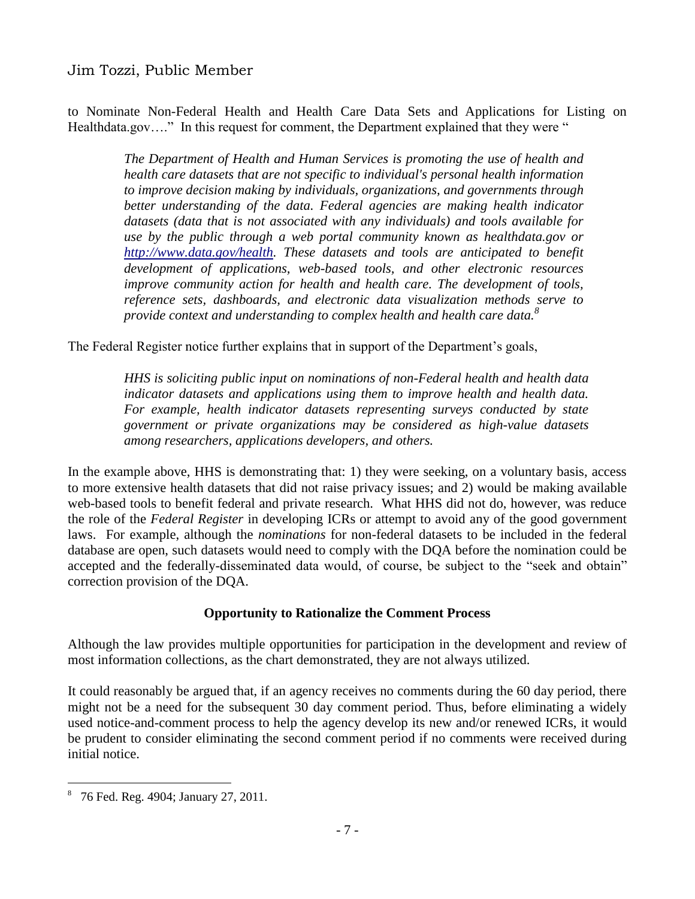to Nominate Non-Federal Health and Health Care Data Sets and Applications for Listing on Healthdata.gov…." In this request for comment, the Department explained that they were "

> *The Department of Health and Human Services is promoting the use of health and health care datasets that are not specific to individual's personal health information to improve decision making by individuals, organizations, and governments through better understanding of the data. Federal agencies are making health indicator datasets (data that is not associated with any individuals) and tools available for use by the public through a web portal community known as healthdata.gov or http://www.data.gov/health. These datasets and tools are anticipated to benefit development of applications, web-based tools, and other electronic resources improve community action for health and health care. The development of tools, reference sets, dashboards, and electronic data visualization methods serve to provide context and understanding to complex health and health care data.*[8]

The Federal Register notice further explains that in support of the Department's goals,

> *HHS is soliciting public input on nominations of non-Federal health and health data indicator datasets and applications using them to improve health and health data. For example, health indicator datasets representing surveys conducted by state government or private organizations may be considered as high-value datasets among researchers, applications developers, and others.*

In the example above, HHS is demonstrating that: 1) they were seeking, on a voluntary basis, access to more extensive health datasets that did not raise privacy issues; and 2) would be making available web-based tools to benefit federal and private research. What HHS did not do, however, was reduce the role of the *Federal Register* in developing ICRs or attempt to avoid any of the good government laws. For example, although the *nominations* for non-federal datasets to be included in the federal database are open, such datasets would need to comply with the DQA before the nomination could be accepted and the federally-disseminated data would, of course, be subject to the "seek and obtain" correction provision of the DQA.

**Opportunity to Rationalize the Comment Process**

Although the law provides multiple opportunities for participation in the development and review of most information collections, as the chart demonstrated, they are not always utilized.

It could reasonably be argued that, if an agency receives no comments during the 60 day period, there might not be a need for the subsequent 30 day comment period. Thus, before eliminating a widely used notice-and-comment process to help the agency develop its new and/or renewed ICRs, it would be prudent to consider eliminating the second comment period if no comments were received during initial notice.

[8] 76 Fed. Reg. 4904; January 27, 2011.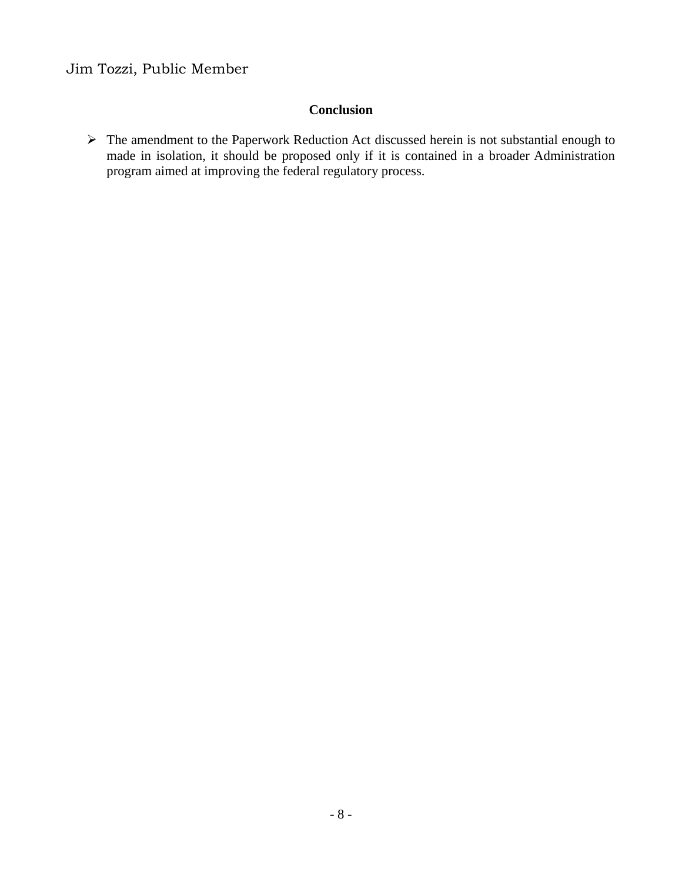## Conclusion

- The amendment to the Paperwork Reduction Act discussed herein is not substantial enough to made in isolation, it should be proposed only if it is contained in a broader Administration program aimed at improving the federal regulatory process.